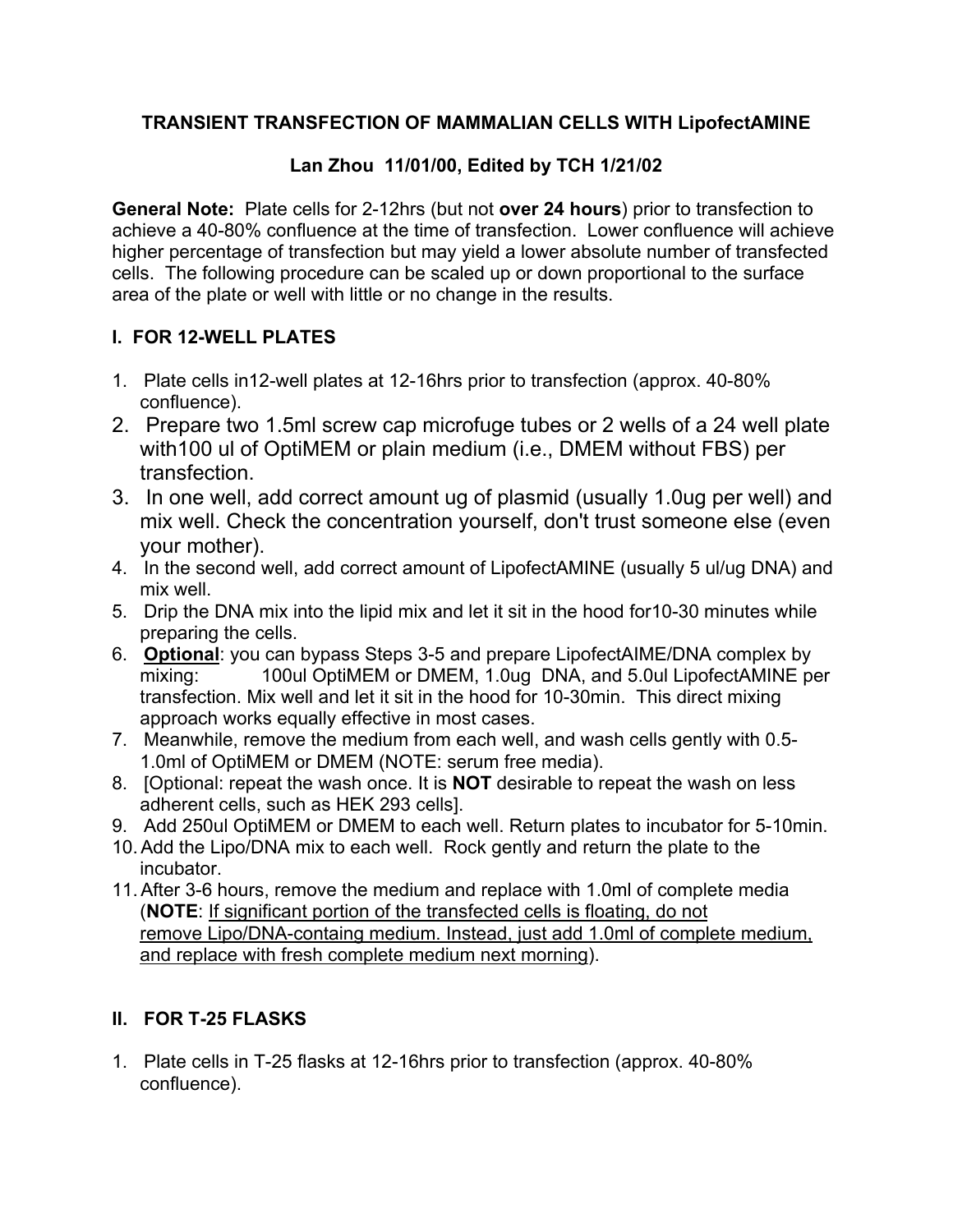# TRANSIENT TRANSFECTION OF MAMMALIAN CELLS WITH LipofectAMINE

**Lan Zhou 11/01/00, Edited by TCH 1/21/02**

**General Note:** Plate cells for 2-12hrs (but not **over 24 hours**) prior to transfection to achieve a 40-80% confluence at the time of transfection. Lower confluence will achieve higher percentage of transfection but may yield a lower absolute number of transfected cells. The following procedure can be scaled up or down proportional to the surface area of the plate or well with little or no change in the results.

## I. FOR 12-WELL PLATES

1. Plate cells in12-well plates at 12-16hrs prior to transfection (approx. 40-80% confluence).
2. Prepare two 1.5ml screw cap microfuge tubes or 2 wells of a 24 well plate with100 ul of OptiMEM or plain medium (i.e., DMEM without FBS) per transfection.
3. In one well, add correct amount ug of plasmid (usually 1.0ug per well) and mix well. Check the concentration yourself, don't trust someone else (even your mother).
4. In the second well, add correct amount of LipofectAMINE (usually 5 ul/ug DNA) and mix well.
5. Drip the DNA mix into the lipid mix and let it sit in the hood for10-30 minutes while preparing the cells.
6. **Optional**: you can bypass Steps 3-5 and prepare LipofectAIME/DNA complex by mixing: 100ul OptiMEM or DMEM, 1.0ug DNA, and 5.0ul LipofectAMINE per transfection. Mix well and let it sit in the hood for 10-30min. This direct mixing approach works equally effective in most cases.
7. Meanwhile, remove the medium from each well, and wash cells gently with 0.5-1.0ml of OptiMEM or DMEM (NOTE: serum free media).
8. [Optional: repeat the wash once. It is **NOT** desirable to repeat the wash on less adherent cells, such as HEK 293 cells].
9. Add 250ul OptiMEM or DMEM to each well. Return plates to incubator for 5-10min.
10. Add the Lipo/DNA mix to each well. Rock gently and return the plate to the incubator.
11. After 3-6 hours, remove the medium and replace with 1.0ml of complete media (**NOTE**: <u>If significant portion of the transfected cells is floating, do not remove Lipo/DNA-containg medium. Instead, just add 1.0ml of complete medium, and replace with fresh complete medium next morning</u>).

## II. FOR T-25 FLASKS

1. Plate cells in T-25 flasks at 12-16hrs prior to transfection (approx. 40-80% confluence).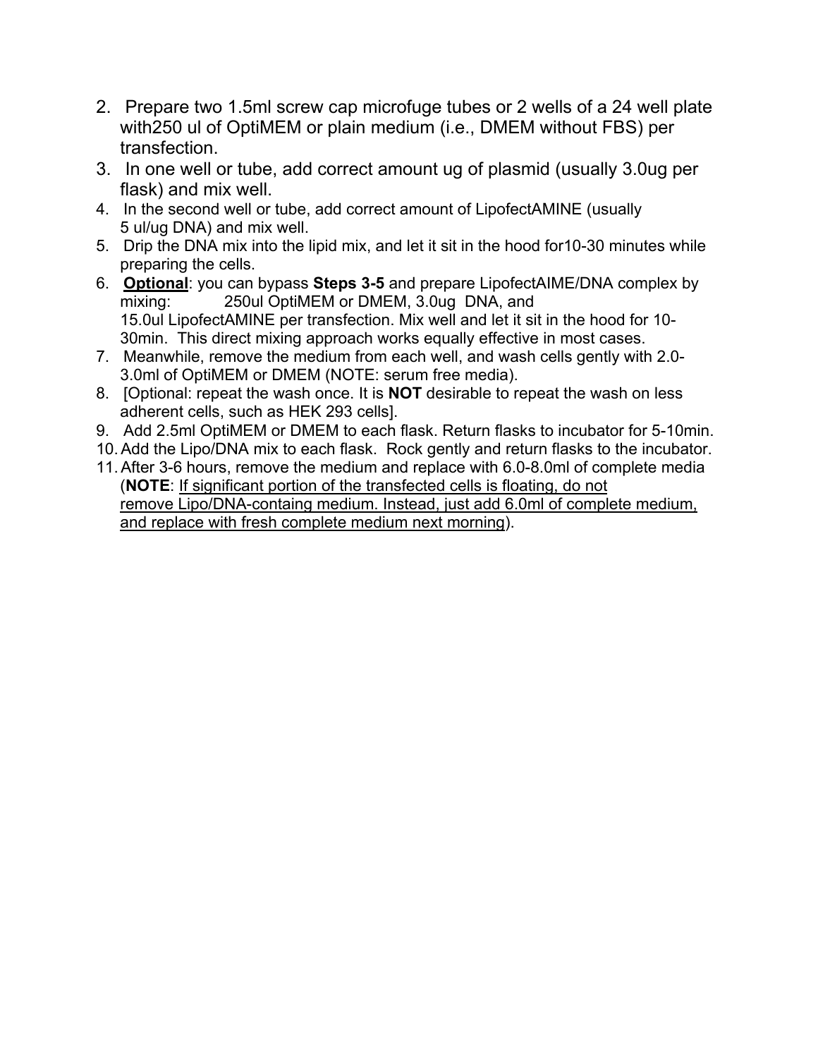2. Prepare two 1.5ml screw cap microfuge tubes or 2 wells of a 24 well plate with250 ul of OptiMEM or plain medium (i.e., DMEM without FBS) per transfection.
3. In one well or tube, add correct amount ug of plasmid (usually 3.0ug per flask) and mix well.
4. In the second well or tube, add correct amount of LipofectAMINE (usually 5 ul/ug DNA) and mix well.
5. Drip the DNA mix into the lipid mix, and let it sit in the hood for10-30 minutes while preparing the cells.
6. **<u>Optional</u>**: you can bypass **Steps 3-5** and prepare LipofectAIME/DNA complex by mixing: 250ul OptiMEM or DMEM, 3.0ug DNA, and 15.0ul LipofectAMINE per transfection. Mix well and let it sit in the hood for 10-30min. This direct mixing approach works equally effective in most cases.
7. Meanwhile, remove the medium from each well, and wash cells gently with 2.0-3.0ml of OptiMEM or DMEM (NOTE: serum free media).
8. [Optional: repeat the wash once. It is **NOT** desirable to repeat the wash on less adherent cells, such as HEK 293 cells].
9. Add 2.5ml OptiMEM or DMEM to each flask. Return flasks to incubator for 5-10min.
10. Add the Lipo/DNA mix to each flask. Rock gently and return flasks to the incubator.
11. After 3-6 hours, remove the medium and replace with 6.0-8.0ml of complete media (**NOTE**: <u>If significant portion of the transfected cells is floating, do not remove Lipo/DNA-containg medium. Instead, just add 6.0ml of complete medium, and replace with fresh complete medium next morning</u>).